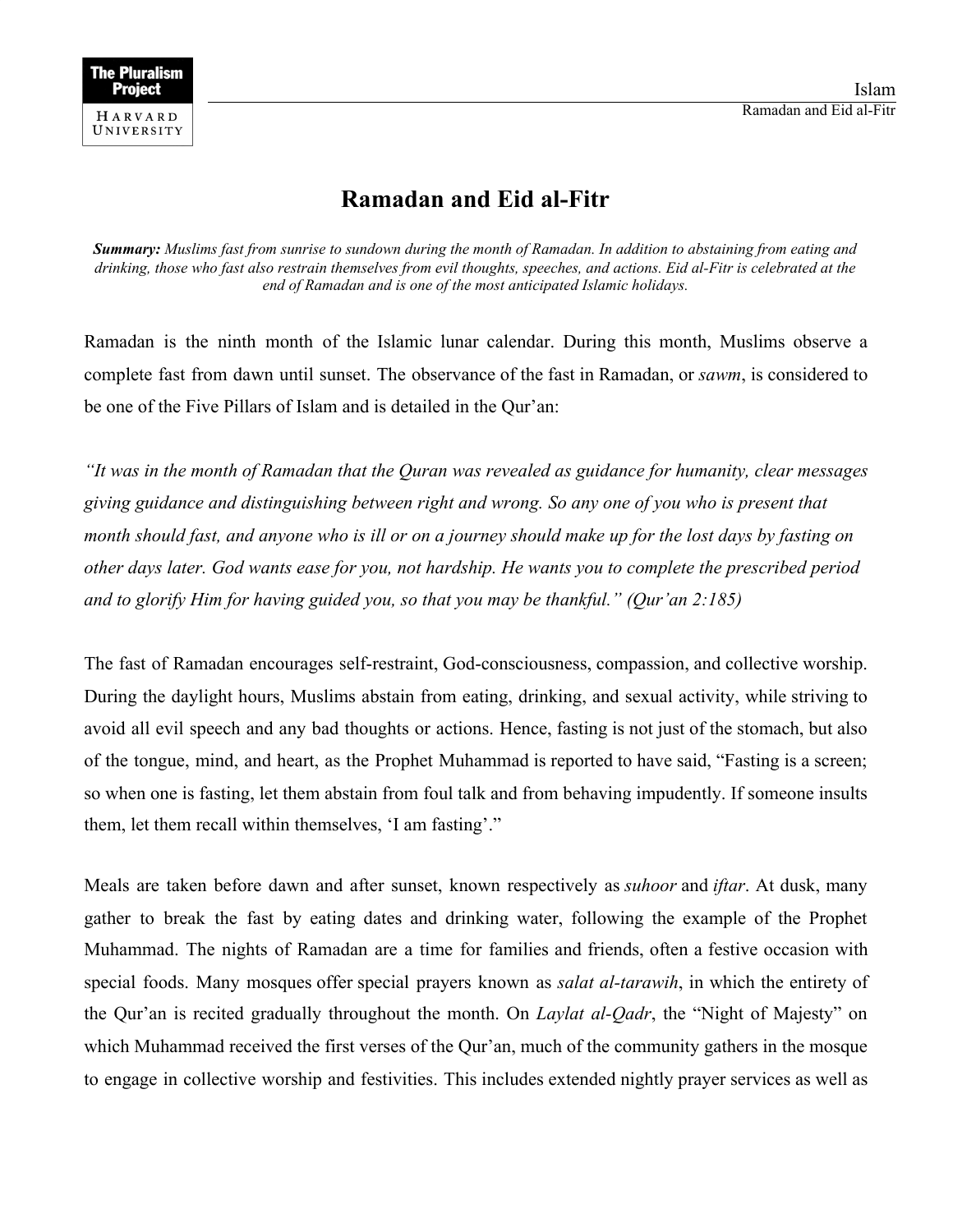# Ramadan and Eid al-Fitr

***Summary:*** *Muslims fast from sunrise to sundown during the month of Ramadan. In addition to abstaining from eating and drinking, those who fast also restrain themselves from evil thoughts, speeches, and actions. Eid al-Fitr is celebrated at the end of Ramadan and is one of the most anticipated Islamic holidays.*

Ramadan is the ninth month of the Islamic lunar calendar. During this month, Muslims observe a complete fast from dawn until sunset. The observance of the fast in Ramadan, or *sawm*, is considered to be one of the Five Pillars of Islam and is detailed in the Qur'an:

*"It was in the month of Ramadan that the Quran was revealed as guidance for humanity, clear messages giving guidance and distinguishing between right and wrong. So any one of you who is present that month should fast, and anyone who is ill or on a journey should make up for the lost days by fasting on other days later. God wants ease for you, not hardship. He wants you to complete the prescribed period and to glorify Him for having guided you, so that you may be thankful." (Qur'an 2:185)*

The fast of Ramadan encourages self-restraint, God-consciousness, compassion, and collective worship. During the daylight hours, Muslims abstain from eating, drinking, and sexual activity, while striving to avoid all evil speech and any bad thoughts or actions. Hence, fasting is not just of the stomach, but also of the tongue, mind, and heart, as the Prophet Muhammad is reported to have said, "Fasting is a screen; so when one is fasting, let them abstain from foul talk and from behaving impudently. If someone insults them, let them recall within themselves, 'I am fasting'."

Meals are taken before dawn and after sunset, known respectively as *suhoor* and *iftar*. At dusk, many gather to break the fast by eating dates and drinking water, following the example of the Prophet Muhammad. The nights of Ramadan are a time for families and friends, often a festive occasion with special foods. Many mosques offer special prayers known as *salat al-tarawih*, in which the entirety of the Qur'an is recited gradually throughout the month. On *Laylat al-Qadr*, the "Night of Majesty" on which Muhammad received the first verses of the Qur'an, much of the community gathers in the mosque to engage in collective worship and festivities. This includes extended nightly prayer services as well as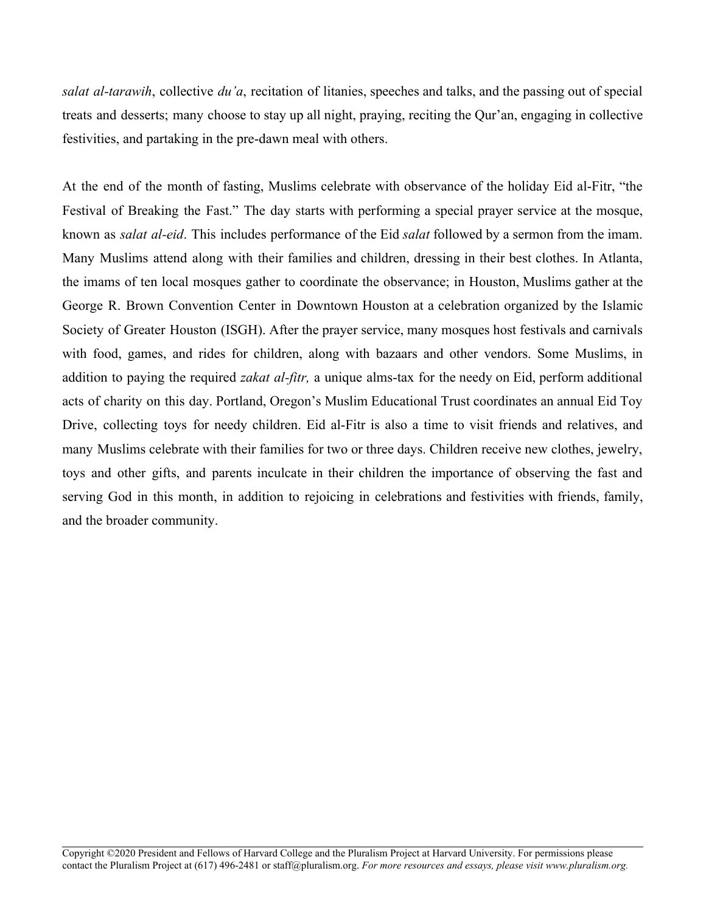*salat al-tarawih*, collective *du'a*, recitation of litanies, speeches and talks, and the passing out of special treats and desserts; many choose to stay up all night, praying, reciting the Qur'an, engaging in collective festivities, and partaking in the pre-dawn meal with others.

At the end of the month of fasting, Muslims celebrate with observance of the holiday Eid al-Fitr, "the Festival of Breaking the Fast." The day starts with performing a special prayer service at the mosque, known as *salat al-eid*. This includes performance of the Eid *salat* followed by a sermon from the imam. Many Muslims attend along with their families and children, dressing in their best clothes. In Atlanta, the imams of ten local mosques gather to coordinate the observance; in Houston, Muslims gather at the George R. Brown Convention Center in Downtown Houston at a celebration organized by the Islamic Society of Greater Houston (ISGH). After the prayer service, many mosques host festivals and carnivals with food, games, and rides for children, along with bazaars and other vendors. Some Muslims, in addition to paying the required *zakat al-fitr,* a unique alms-tax for the needy on Eid, perform additional acts of charity on this day. Portland, Oregon's Muslim Educational Trust coordinates an annual Eid Toy Drive, collecting toys for needy children. Eid al-Fitr is also a time to visit friends and relatives, and many Muslims celebrate with their families for two or three days. Children receive new clothes, jewelry, toys and other gifts, and parents inculcate in their children the importance of observing the fast and serving God in this month, in addition to rejoicing in celebrations and festivities with friends, family, and the broader community.